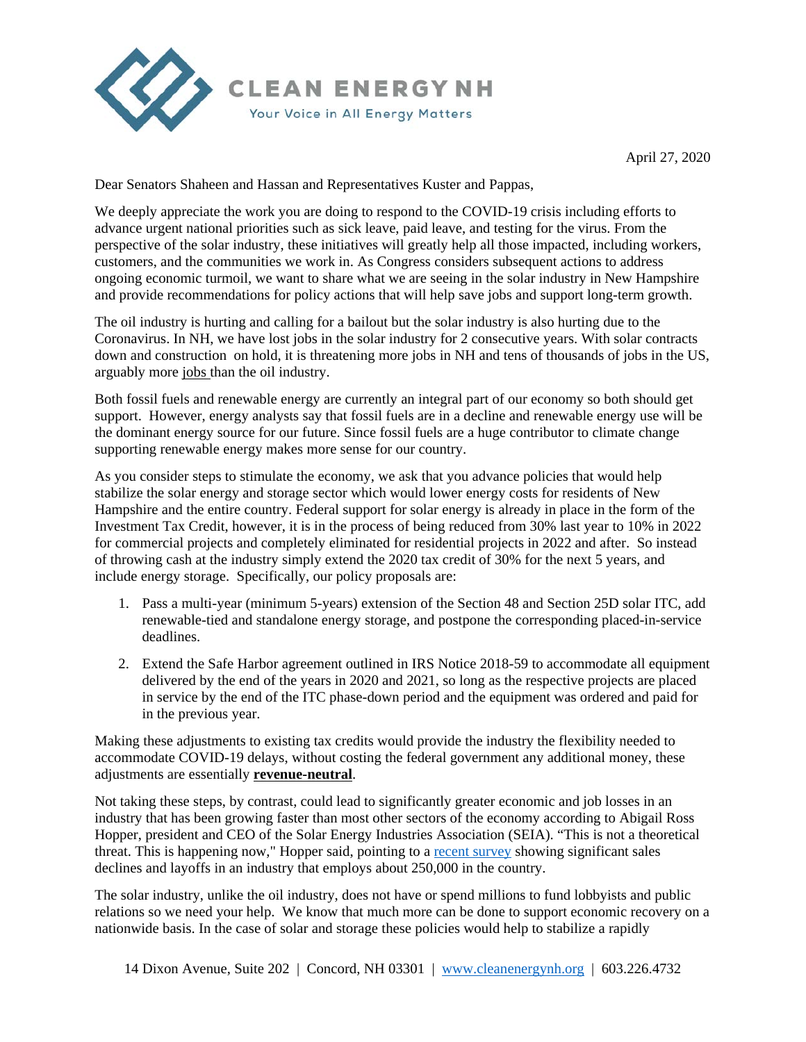CLEAN ENERGY NH

Your Voice in All Energy Matters

April 27, 2020

Dear Senators Shaheen and Hassan and Representatives Kuster and Pappas,

We deeply appreciate the work you are doing to respond to the COVID-19 crisis including efforts to advance urgent national priorities such as sick leave, paid leave, and testing for the virus. From the perspective of the solar industry, these initiatives will greatly help all those impacted, including workers, customers, and the communities we work in. As Congress considers subsequent actions to address ongoing economic turmoil, we want to share what we are seeing in the solar industry in New Hampshire and provide recommendations for policy actions that will help save jobs and support long-term growth.

The oil industry is hurting and calling for a bailout but the solar industry is also hurting due to the Coronavirus. In NH, we have lost jobs in the solar industry for 2 consecutive years. With solar contracts down and construction on hold, it is threatening more jobs in NH and tens of thousands of jobs in the US, arguably more jobs than the oil industry.

Both fossil fuels and renewable energy are currently an integral part of our economy so both should get support. However, energy analysts say that fossil fuels are in a decline and renewable energy use will be the dominant energy source for our future. Since fossil fuels are a huge contributor to climate change supporting renewable energy makes more sense for our country.

As you consider steps to stimulate the economy, we ask that you advance policies that would help stabilize the solar energy and storage sector which would lower energy costs for residents of New Hampshire and the entire country. Federal support for solar energy is already in place in the form of the Investment Tax Credit, however, it is in the process of being reduced from 30% last year to 10% in 2022 for commercial projects and completely eliminated for residential projects in 2022 and after. So instead of throwing cash at the industry simply extend the 2020 tax credit of 30% for the next 5 years, and include energy storage. Specifically, our policy proposals are:

1. Pass a multi-year (minimum 5-years) extension of the Section 48 and Section 25D solar ITC, add renewable-tied and standalone energy storage, and postpone the corresponding placed-in-service deadlines.
2. Extend the Safe Harbor agreement outlined in IRS Notice 2018-59 to accommodate all equipment delivered by the end of the years in 2020 and 2021, so long as the respective projects are placed in service by the end of the ITC phase-down period and the equipment was ordered and paid for in the previous year.

Making these adjustments to existing tax credits would provide the industry the flexibility needed to accommodate COVID-19 delays, without costing the federal government any additional money, these adjustments are essentially **revenue-neutral**.

Not taking these steps, by contrast, could lead to significantly greater economic and job losses in an industry that has been growing faster than most other sectors of the economy according to Abigail Ross Hopper, president and CEO of the Solar Energy Industries Association (SEIA). "This is not a theoretical threat. This is happening now," Hopper said, pointing to a recent survey showing significant sales declines and layoffs in an industry that employs about 250,000 in the country.

The solar industry, unlike the oil industry, does not have or spend millions to fund lobbyists and public relations so we need your help. We know that much more can be done to support economic recovery on a nationwide basis. In the case of solar and storage these policies would help to stabilize a rapidly

14 Dixon Avenue, Suite 202 | Concord, NH 03301 | www.cleanenergynh.org | 603.226.4732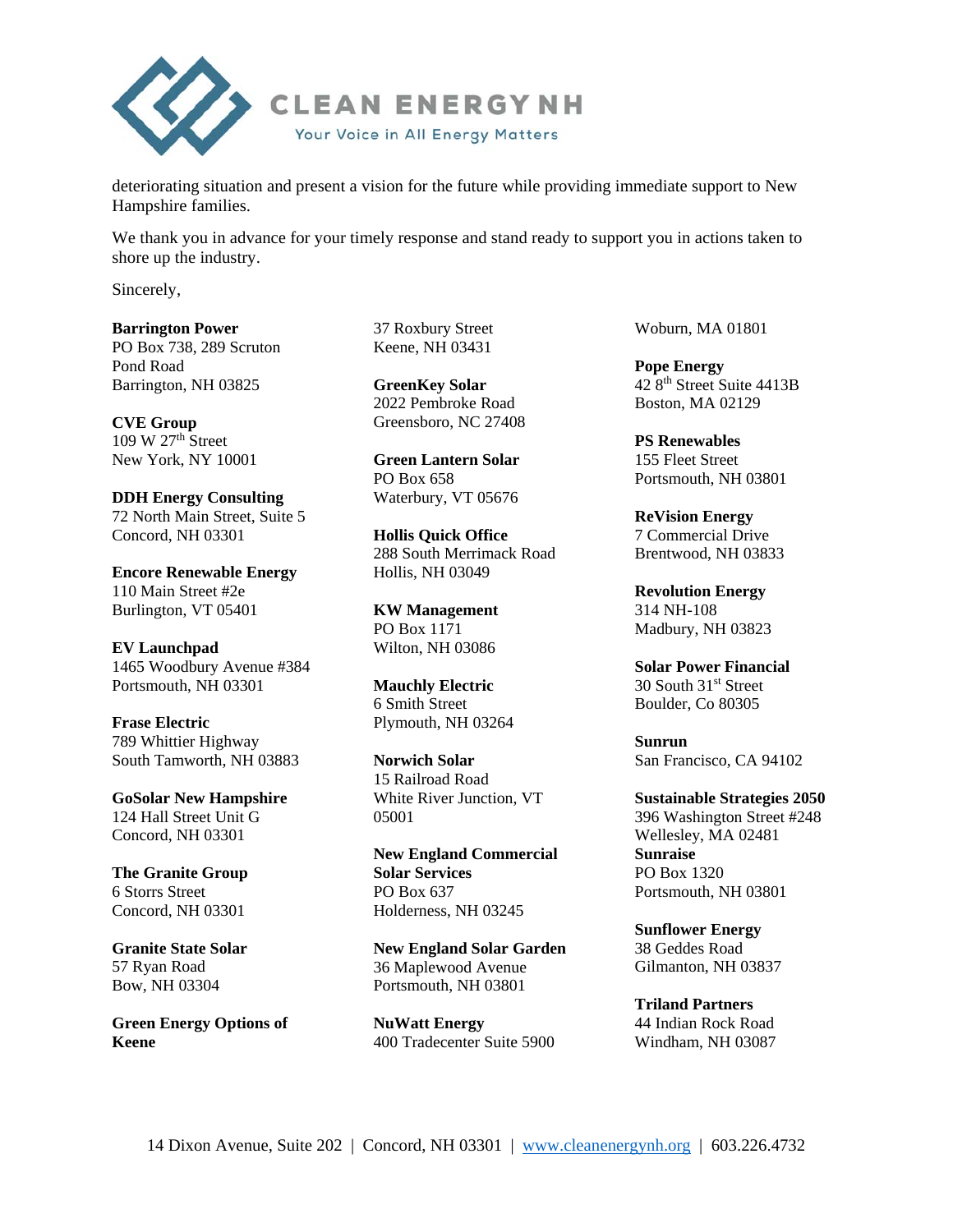deteriorating situation and present a vision for the future while providing immediate support to New Hampshire families.

We thank you in advance for your timely response and stand ready to support you in actions taken to shore up the industry.

Sincerely,

**Barrington Power**
PO Box 738, 289 Scruton Pond Road
Barrington, NH 03825

**CVE Group**
109 W 27th Street
New York, NY 10001

**DDH Energy Consulting**
72 North Main Street, Suite 5
Concord, NH 03301

**Encore Renewable Energy**
110 Main Street #2e
Burlington, VT 05401

**EV Launchpad**
1465 Woodbury Avenue #384
Portsmouth, NH 03301

**Frase Electric**
789 Whittier Highway
South Tamworth, NH 03883

**GoSolar New Hampshire**
124 Hall Street Unit G
Concord, NH 03301

**The Granite Group**
6 Storrs Street
Concord, NH 03301

**Granite State Solar**
57 Ryan Road
Bow, NH 03304

**Green Energy Options of Keene**
37 Roxbury Street
Keene, NH 03431

**GreenKey Solar**
2022 Pembroke Road
Greensboro, NC 27408

**Green Lantern Solar**
PO Box 658
Waterbury, VT 05676

**Hollis Quick Office**
288 South Merrimack Road
Hollis, NH 03049

**KW Management**
PO Box 1171
Wilton, NH 03086

**Mauchly Electric**
6 Smith Street
Plymouth, NH 03264

**Norwich Solar**
15 Railroad Road
White River Junction, VT 05001

**New England Commercial Solar Services**
PO Box 637
Holderness, NH 03245

**New England Solar Garden**
36 Maplewood Avenue
Portsmouth, NH 03801

**NuWatt Energy**
400 Tradecenter Suite 5900
Woburn, MA 01801

**Pope Energy**
42 8th Street Suite 4413B
Boston, MA 02129

**PS Renewables**
155 Fleet Street
Portsmouth, NH 03801

**ReVision Energy**
7 Commercial Drive
Brentwood, NH 03833

**Revolution Energy**
314 NH-108
Madbury, NH 03823

**Solar Power Financial**
30 South 31st Street
Boulder, Co 80305

**Sunrun**
San Francisco, CA 94102

**Sustainable Strategies 2050**
396 Washington Street #248
Wellesley, MA 02481

**Sunraise**
PO Box 1320
Portsmouth, NH 03801

**Sunflower Energy**
38 Geddes Road
Gilmanton, NH 03837

**Triland Partners**
44 Indian Rock Road
Windham, NH 03087